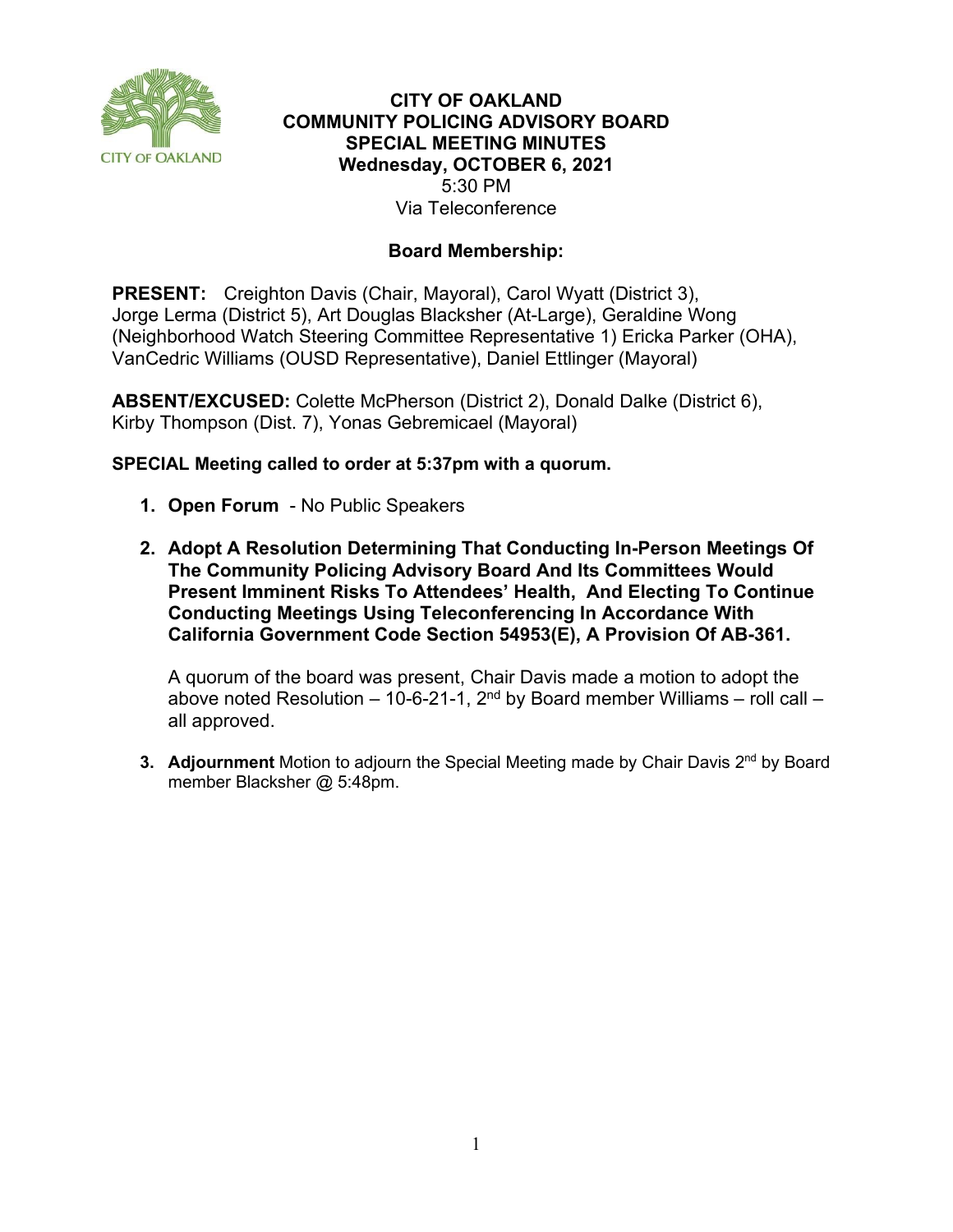# CITY OF OAKLAND
## COMMUNITY POLICING ADVISORY BOARD
## SPECIAL MEETING MINUTES
### Wednesday, OCTOBER 6, 2021

5:30 PM
Via Teleconference

### Board Membership:

**PRESENT:** Creighton Davis (Chair, Mayoral), Carol Wyatt (District 3), Jorge Lerma (District 5), Art Douglas Blacksher (At-Large), Geraldine Wong (Neighborhood Watch Steering Committee Representative 1) Ericka Parker (OHA), VanCedric Williams (OUSD Representative), Daniel Ettlinger (Mayoral)

**ABSENT/EXCUSED:** Colette McPherson (District 2), Donald Dalke (District 6), Kirby Thompson (Dist. 7), Yonas Gebremicael (Mayoral)

**SPECIAL Meeting called to order at 5:37pm with a quorum.**

1. **Open Forum** - No Public Speakers

2. **Adopt A Resolution Determining That Conducting In-Person Meetings Of The Community Policing Advisory Board And Its Committees Would Present Imminent Risks To Attendees' Health, And Electing To Continue Conducting Meetings Using Teleconferencing In Accordance With California Government Code Section 54953(E), A Provision Of AB-361.**

   A quorum of the board was present, Chair Davis made a motion to adopt the above noted Resolution – 10-6-21-1, 2nd by Board member Williams – roll call – all approved.

3. **Adjournment** Motion to adjourn the Special Meeting made by Chair Davis 2nd by Board member Blacksher @ 5:48pm.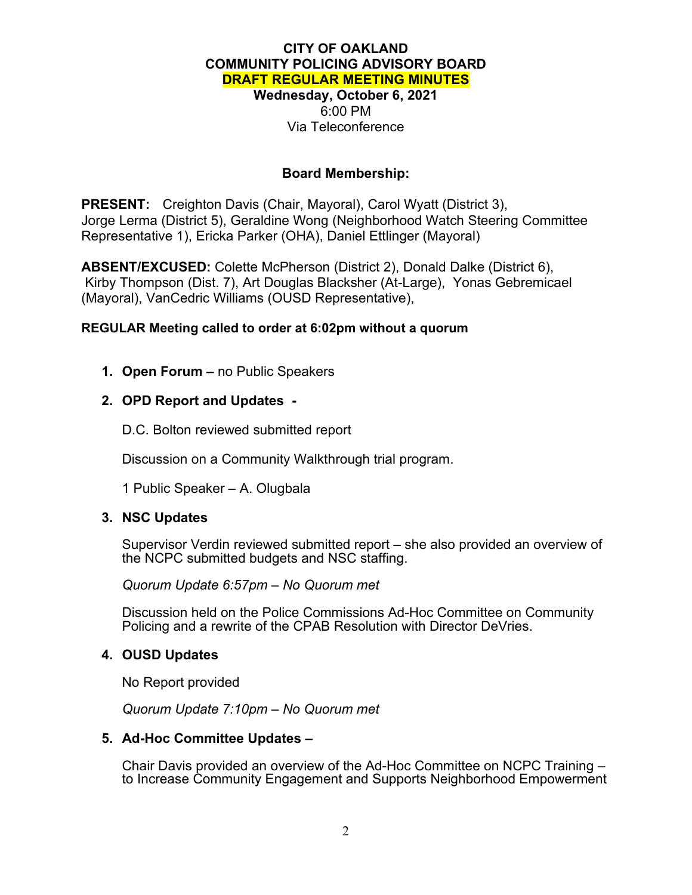**CITY OF OAKLAND**
**COMMUNITY POLICING ADVISORY BOARD**
**DRAFT REGULAR MEETING MINUTES**
**Wednesday, October 6, 2021**
6:00 PM
Via Teleconference

**Board Membership:**

**PRESENT:** Creighton Davis (Chair, Mayoral), Carol Wyatt (District 3), Jorge Lerma (District 5), Geraldine Wong (Neighborhood Watch Steering Committee Representative 1), Ericka Parker (OHA), Daniel Ettlinger (Mayoral)

**ABSENT/EXCUSED:** Colette McPherson (District 2), Donald Dalke (District 6), Kirby Thompson (Dist. 7), Art Douglas Blacksher (At-Large), Yonas Gebremicael (Mayoral), VanCedric Williams (OUSD Representative),

**REGULAR Meeting called to order at 6:02pm without a quorum**

1. **Open Forum –** no Public Speakers

2. **OPD Report and Updates -**

   D.C. Bolton reviewed submitted report

   Discussion on a Community Walkthrough trial program.

   1 Public Speaker – A. Olugbala

3. **NSC Updates**

   Supervisor Verdin reviewed submitted report – she also provided an overview of the NCPC submitted budgets and NSC staffing.

   *Quorum Update 6:57pm – No Quorum met*

   Discussion held on the Police Commissions Ad-Hoc Committee on Community Policing and a rewrite of the CPAB Resolution with Director DeVries.

4. **OUSD Updates**

   No Report provided

   *Quorum Update 7:10pm – No Quorum met*

5. **Ad-Hoc Committee Updates –**

   Chair Davis provided an overview of the Ad-Hoc Committee on NCPC Training – to Increase Community Engagement and Supports Neighborhood Empowerment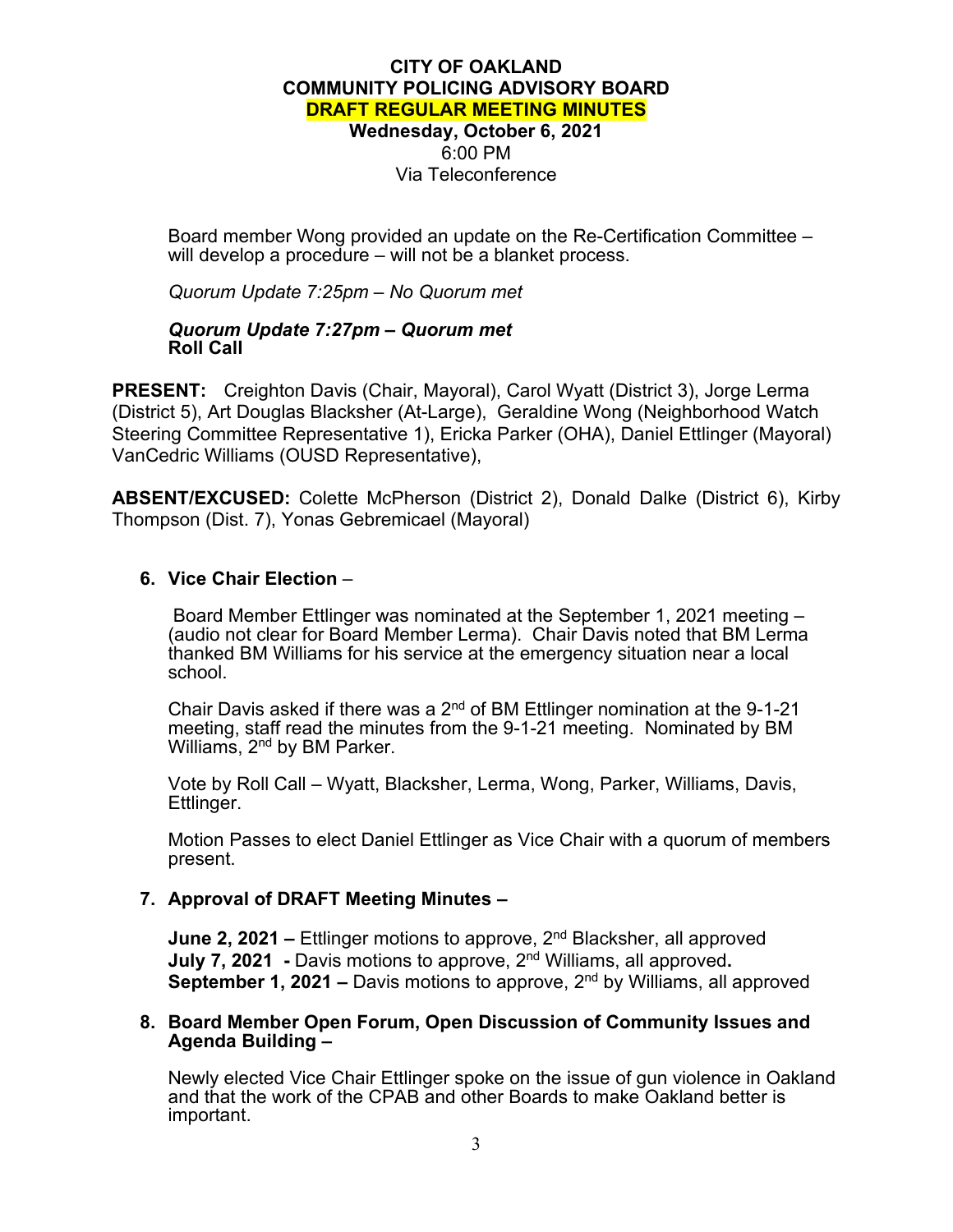# CITY OF OAKLAND
# COMMUNITY POLICING ADVISORY BOARD
# DRAFT REGULAR MEETING MINUTES

**Wednesday, October 6, 2021**
6:00 PM
Via Teleconference

Board member Wong provided an update on the Re-Certification Committee – will develop a procedure – will not be a blanket process.

*Quorum Update 7:25pm – No Quorum met*

***Quorum Update 7:27pm – Quorum met***
**Roll Call**

**PRESENT:** Creighton Davis (Chair, Mayoral), Carol Wyatt (District 3), Jorge Lerma (District 5), Art Douglas Blacksher (At-Large), Geraldine Wong (Neighborhood Watch Steering Committee Representative 1), Ericka Parker (OHA), Daniel Ettlinger (Mayoral) VanCedric Williams (OUSD Representative),

**ABSENT/EXCUSED:** Colette McPherson (District 2), Donald Dalke (District 6), Kirby Thompson (Dist. 7), Yonas Gebremicael (Mayoral)

6. **Vice Chair Election** –

   Board Member Ettlinger was nominated at the September 1, 2021 meeting – (audio not clear for Board Member Lerma). Chair Davis noted that BM Lerma thanked BM Williams for his service at the emergency situation near a local school.

   Chair Davis asked if there was a 2nd of BM Ettlinger nomination at the 9-1-21 meeting, staff read the minutes from the 9-1-21 meeting. Nominated by BM Williams, 2nd by BM Parker.

   Vote by Roll Call – Wyatt, Blacksher, Lerma, Wong, Parker, Williams, Davis, Ettlinger.

   Motion Passes to elect Daniel Ettlinger as Vice Chair with a quorum of members present.

7. **Approval of DRAFT Meeting Minutes –**

   **June 2, 2021 –** Ettlinger motions to approve, 2nd Blacksher, all approved
   **July 7, 2021 -** Davis motions to approve, 2nd Williams, all approved**.**
   **September 1, 2021 –** Davis motions to approve, 2nd by Williams, all approved

8. **Board Member Open Forum, Open Discussion of Community Issues and Agenda Building –**

   Newly elected Vice Chair Ettlinger spoke on the issue of gun violence in Oakland and that the work of the CPAB and other Boards to make Oakland better is important.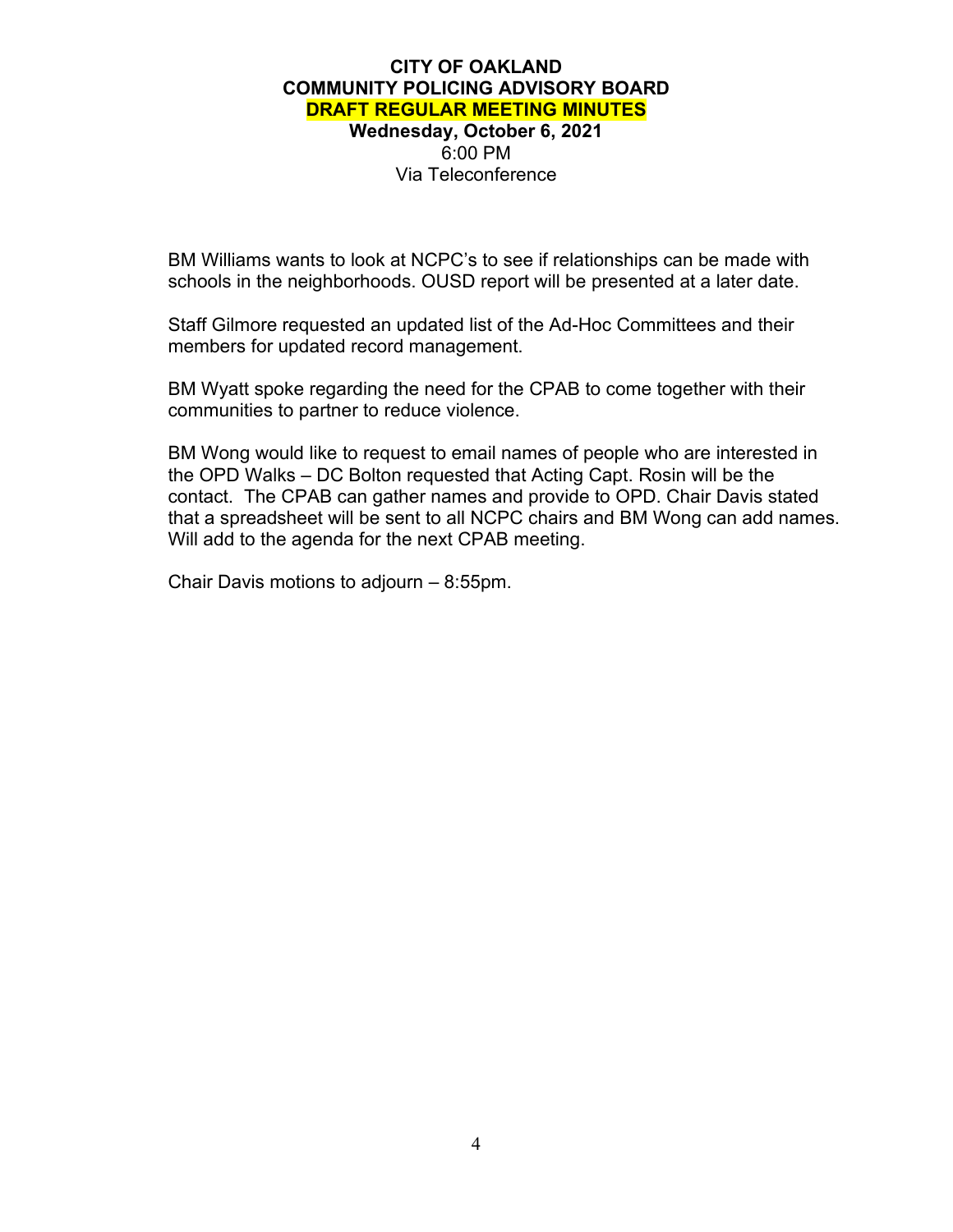**CITY OF OAKLAND**
**COMMUNITY POLICING ADVISORY BOARD**
**DRAFT REGULAR MEETING MINUTES**
**Wednesday, October 6, 2021**
6:00 PM
Via Teleconference

BM Williams wants to look at NCPC's to see if relationships can be made with schools in the neighborhoods. OUSD report will be presented at a later date.

Staff Gilmore requested an updated list of the Ad-Hoc Committees and their members for updated record management.

BM Wyatt spoke regarding the need for the CPAB to come together with their communities to partner to reduce violence.

BM Wong would like to request to email names of people who are interested in the OPD Walks – DC Bolton requested that Acting Capt. Rosin will be the contact. The CPAB can gather names and provide to OPD. Chair Davis stated that a spreadsheet will be sent to all NCPC chairs and BM Wong can add names. Will add to the agenda for the next CPAB meeting.

Chair Davis motions to adjourn – 8:55pm.